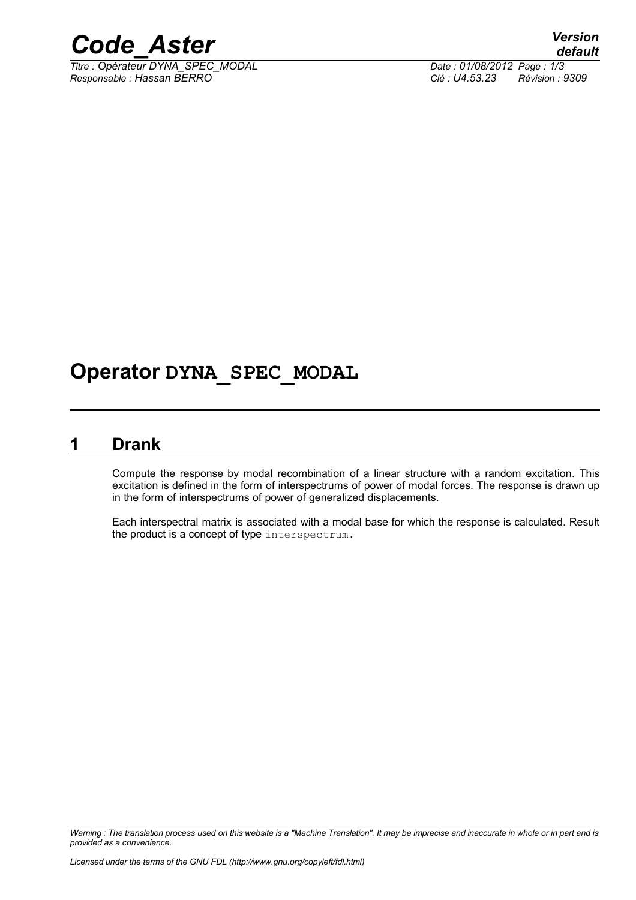# Operator DYNA_SPEC_MODAL

## 1 Drank

Compute the response by modal recombination of a linear structure with a random excitation. This excitation is defined in the form of interspectrums of power of modal forces. The response is drawn up in the form of interspectrums of power of generalized displacements.

Each interspectral matrix is associated with a modal base for which the response is calculated. Result the product is a concept of type `interspectrum`.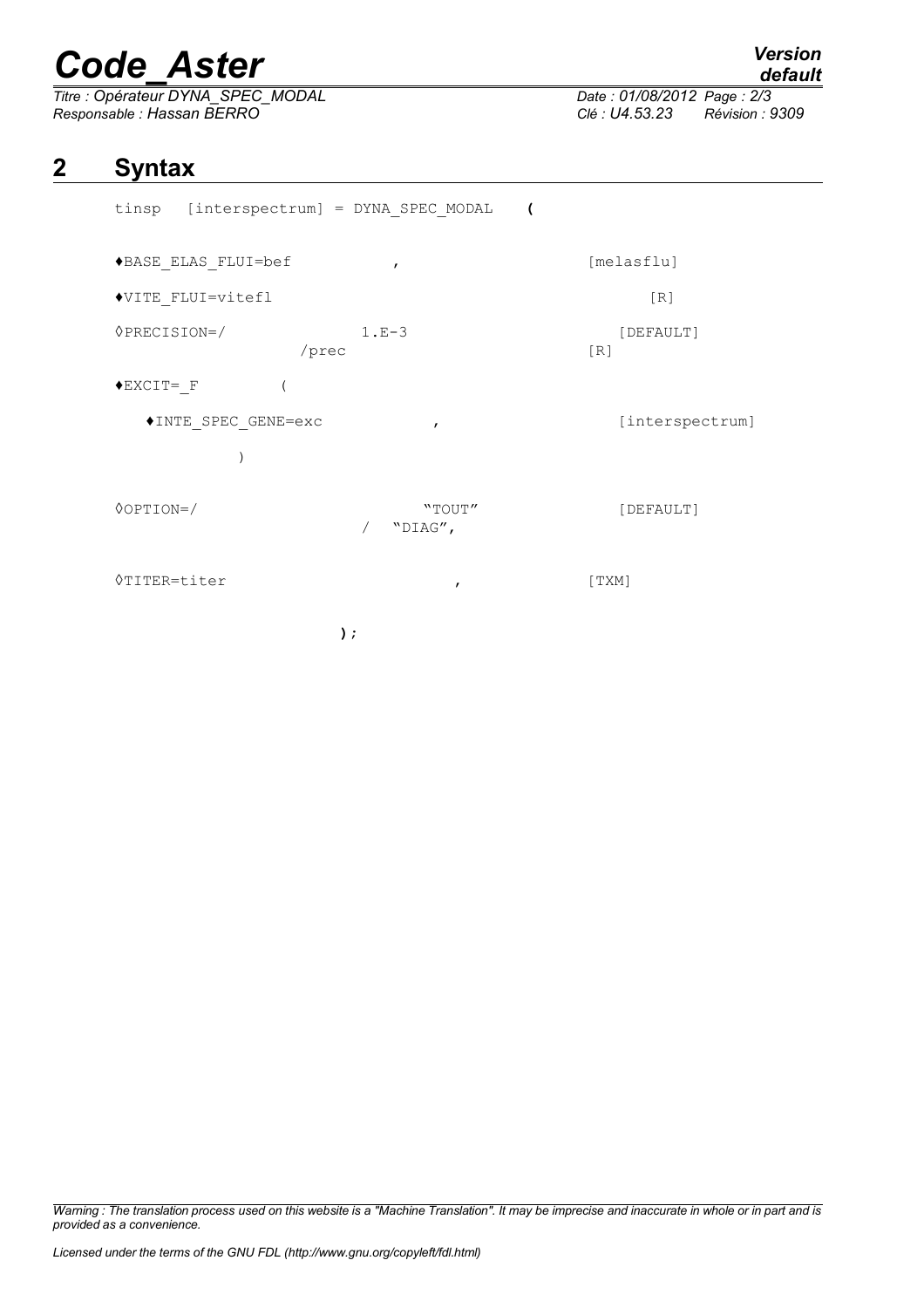## 2 Syntax

```
tinsp   [interspectrum] = DYNA_SPEC_MODAL    (

♦BASE_ELAS_FLUI=bef            ,                    [melasflu]

♦VITE_FLUI=vitefl                                       [R]

◊PRECISION=/              1.E-3                     [DEFAULT]
                    /prec                           [R]

♦EXCIT=_F          (

   ♦INTE_SPEC_GENE=exc            ,                    [interspectrum]

            )

◊OPTION=/                        "TOUT"              [DEFAULT]
                             /   "DIAG",

◊TITER=titer                          ,              [TXM]

                          );
```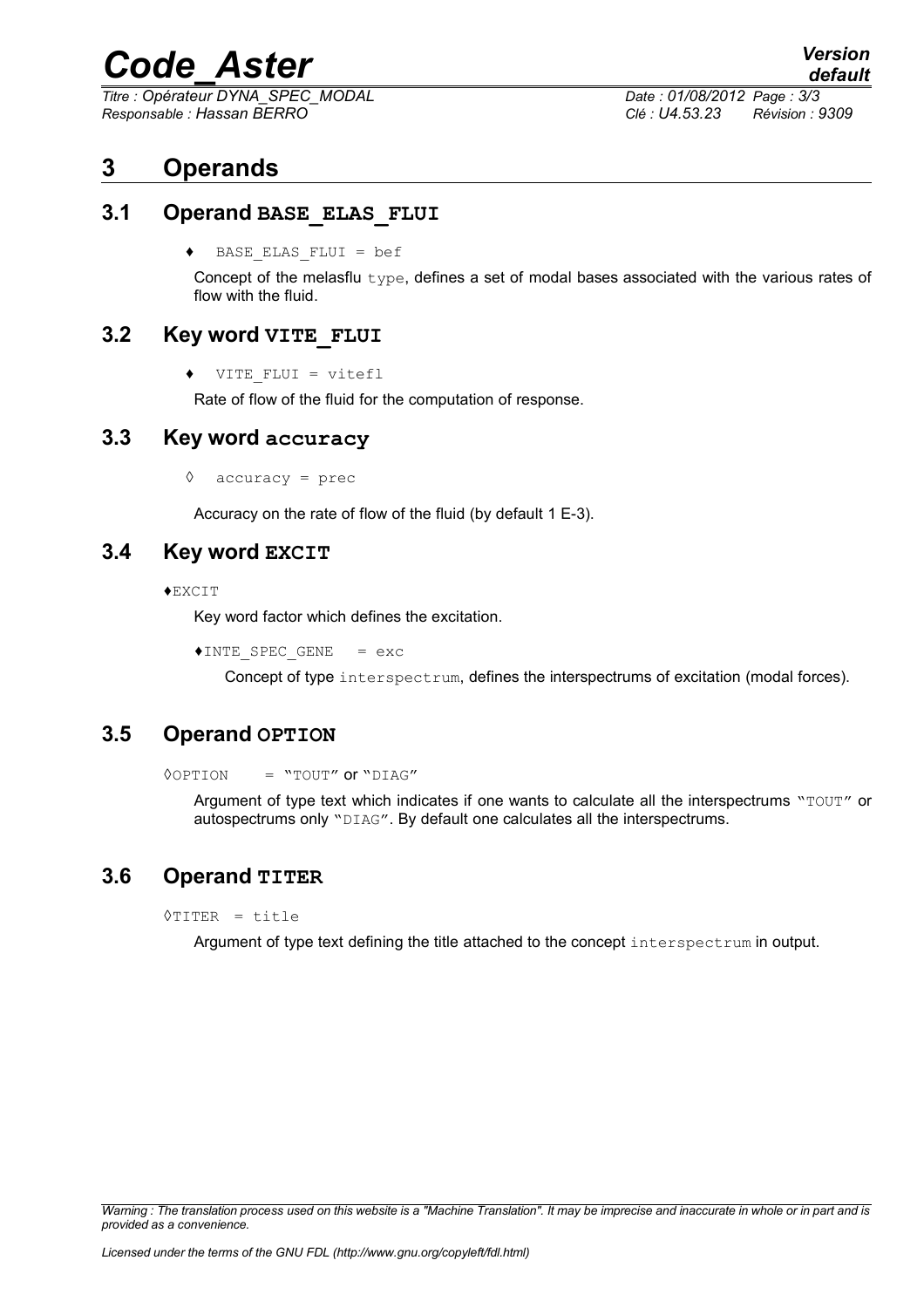# 3 Operands

## 3.1 Operand BASE_ELAS_FLUI

♦ BASE_ELAS_FLUI = bef

Concept of the melasflu type, defines a set of modal bases associated with the various rates of flow with the fluid.

## 3.2 Key word VITE_FLUI

♦ VITE_FLUI = vitefl

Rate of flow of the fluid for the computation of response.

## 3.3 Key word accuracy

◊ accuracy = prec

Accuracy on the rate of flow of the fluid (by default 1 E-3).

## 3.4 Key word EXCIT

♦EXCIT

Key word factor which defines the excitation.

♦INTE_SPEC_GENE = exc

Concept of type interspectrum, defines the interspectrums of excitation (modal forces).

## 3.5 Operand OPTION

◊OPTION = "TOUT" or "DIAG"

Argument of type text which indicates if one wants to calculate all the interspectrums "TOUT" or autospectrums only "DIAG". By default one calculates all the interspectrums.

## 3.6 Operand TITER

◊TITER = title

Argument of type text defining the title attached to the concept interspectrum in output.